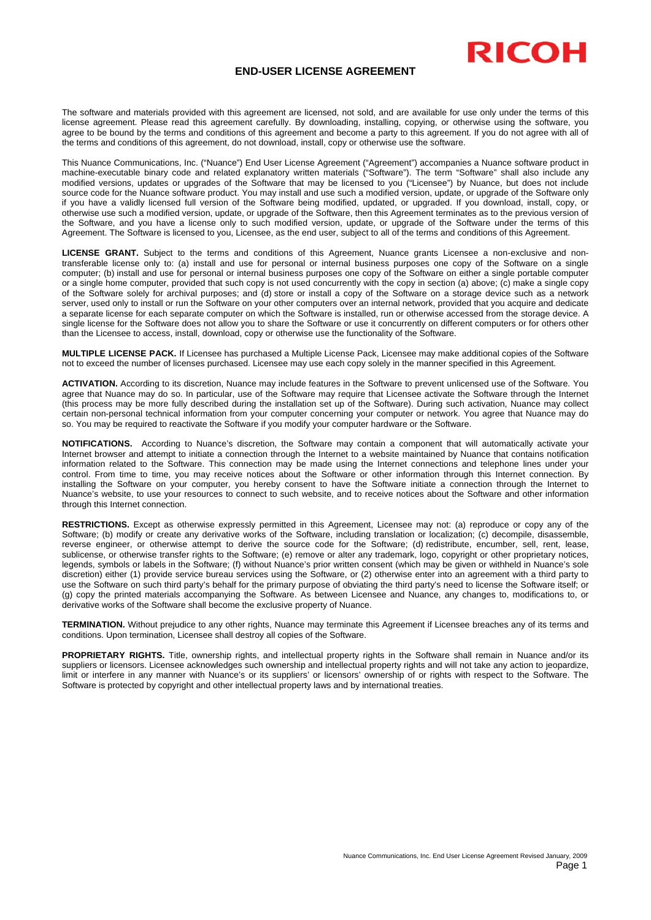RICOH

# END-USER LICENSE AGREEMENT

The software and materials provided with this agreement are licensed, not sold, and are available for use only under the terms of this license agreement. Please read this agreement carefully. By downloading, installing, copying, or otherwise using the software, you agree to be bound by the terms and conditions of this agreement and become a party to this agreement. If you do not agree with all of the terms and conditions of this agreement, do not download, install, copy or otherwise use the software.

This Nuance Communications, Inc. ("Nuance") End User License Agreement ("Agreement") accompanies a Nuance software product in machine-executable binary code and related explanatory written materials ("Software"). The term "Software" shall also include any modified versions, updates or upgrades of the Software that may be licensed to you ("Licensee") by Nuance, but does not include source code for the Nuance software product. You may install and use such a modified version, update, or upgrade of the Software only if you have a validly licensed full version of the Software being modified, updated, or upgraded. If you download, install, copy, or otherwise use such a modified version, update, or upgrade of the Software, then this Agreement terminates as to the previous version of the Software, and you have a license only to such modified version, update, or upgrade of the Software under the terms of this Agreement. The Software is licensed to you, Licensee, as the end user, subject to all of the terms and conditions of this Agreement.

**LICENSE GRANT.** Subject to the terms and conditions of this Agreement, Nuance grants Licensee a non-exclusive and non-transferable license only to: (a) install and use for personal or internal business purposes one copy of the Software on a single computer; (b) install and use for personal or internal business purposes one copy of the Software on either a single portable computer or a single home computer, provided that such copy is not used concurrently with the copy in section (a) above; (c) make a single copy of the Software solely for archival purposes; and (d) store or install a copy of the Software on a storage device such as a network server, used only to install or run the Software on your other computers over an internal network, provided that you acquire and dedicate a separate license for each separate computer on which the Software is installed, run or otherwise accessed from the storage device. A single license for the Software does not allow you to share the Software or use it concurrently on different computers or for others other than the Licensee to access, install, download, copy or otherwise use the functionality of the Software.

**MULTIPLE LICENSE PACK.** If Licensee has purchased a Multiple License Pack, Licensee may make additional copies of the Software not to exceed the number of licenses purchased. Licensee may use each copy solely in the manner specified in this Agreement.

**ACTIVATION.** According to its discretion, Nuance may include features in the Software to prevent unlicensed use of the Software. You agree that Nuance may do so. In particular, use of the Software may require that Licensee activate the Software through the Internet (this process may be more fully described during the installation set up of the Software). During such activation, Nuance may collect certain non-personal technical information from your computer concerning your computer or network. You agree that Nuance may do so. You may be required to reactivate the Software if you modify your computer hardware or the Software.

**NOTIFICATIONS.** According to Nuance's discretion, the Software may contain a component that will automatically activate your Internet browser and attempt to initiate a connection through the Internet to a website maintained by Nuance that contains notification information related to the Software. This connection may be made using the Internet connections and telephone lines under your control. From time to time, you may receive notices about the Software or other information through this Internet connection. By installing the Software on your computer, you hereby consent to have the Software initiate a connection through the Internet to Nuance's website, to use your resources to connect to such website, and to receive notices about the Software and other information through this Internet connection.

**RESTRICTIONS.** Except as otherwise expressly permitted in this Agreement, Licensee may not: (a) reproduce or copy any of the Software; (b) modify or create any derivative works of the Software, including translation or localization; (c) decompile, disassemble, reverse engineer, or otherwise attempt to derive the source code for the Software; (d) redistribute, encumber, sell, rent, lease, sublicense, or otherwise transfer rights to the Software; (e) remove or alter any trademark, logo, copyright or other proprietary notices, legends, symbols or labels in the Software; (f) without Nuance's prior written consent (which may be given or withheld in Nuance's sole discretion) either (1) provide service bureau services using the Software, or (2) otherwise enter into an agreement with a third party to use the Software on such third party's behalf for the primary purpose of obviating the third party's need to license the Software itself; or (g) copy the printed materials accompanying the Software. As between Licensee and Nuance, any changes to, modifications to, or derivative works of the Software shall become the exclusive property of Nuance.

**TERMINATION.** Without prejudice to any other rights, Nuance may terminate this Agreement if Licensee breaches any of its terms and conditions. Upon termination, Licensee shall destroy all copies of the Software.

**PROPRIETARY RIGHTS.** Title, ownership rights, and intellectual property rights in the Software shall remain in Nuance and/or its suppliers or licensors. Licensee acknowledges such ownership and intellectual property rights and will not take any action to jeopardize, limit or interfere in any manner with Nuance's or its suppliers' or licensors' ownership of or rights with respect to the Software. The Software is protected by copyright and other intellectual property laws and by international treaties.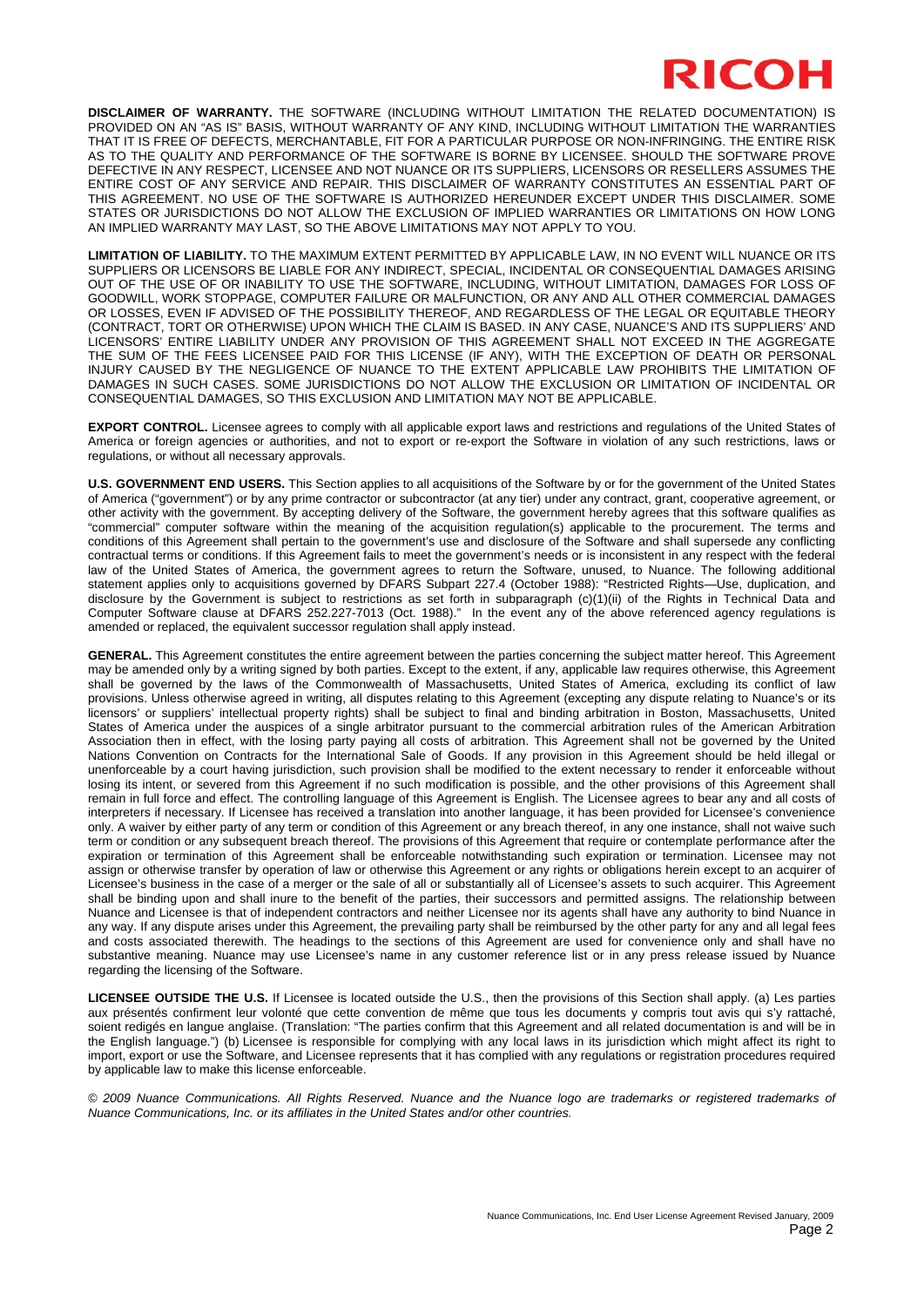**DISCLAIMER OF WARRANTY.** THE SOFTWARE (INCLUDING WITHOUT LIMITATION THE RELATED DOCUMENTATION) IS PROVIDED ON AN "AS IS" BASIS, WITHOUT WARRANTY OF ANY KIND, INCLUDING WITHOUT LIMITATION THE WARRANTIES THAT IT IS FREE OF DEFECTS, MERCHANTABLE, FIT FOR A PARTICULAR PURPOSE OR NON-INFRINGING. THE ENTIRE RISK AS TO THE QUALITY AND PERFORMANCE OF THE SOFTWARE IS BORNE BY LICENSEE. SHOULD THE SOFTWARE PROVE DEFECTIVE IN ANY RESPECT, LICENSEE AND NOT NUANCE OR ITS SUPPLIERS, LICENSORS OR RESELLERS ASSUMES THE ENTIRE COST OF ANY SERVICE AND REPAIR. THIS DISCLAIMER OF WARRANTY CONSTITUTES AN ESSENTIAL PART OF THIS AGREEMENT. NO USE OF THE SOFTWARE IS AUTHORIZED HEREUNDER EXCEPT UNDER THIS DISCLAIMER. SOME STATES OR JURISDICTIONS DO NOT ALLOW THE EXCLUSION OF IMPLIED WARRANTIES OR LIMITATIONS ON HOW LONG AN IMPLIED WARRANTY MAY LAST, SO THE ABOVE LIMITATIONS MAY NOT APPLY TO YOU.

**LIMITATION OF LIABILITY.** TO THE MAXIMUM EXTENT PERMITTED BY APPLICABLE LAW, IN NO EVENT WILL NUANCE OR ITS SUPPLIERS OR LICENSORS BE LIABLE FOR ANY INDIRECT, SPECIAL, INCIDENTAL OR CONSEQUENTIAL DAMAGES ARISING OUT OF THE USE OF OR INABILITY TO USE THE SOFTWARE, INCLUDING, WITHOUT LIMITATION, DAMAGES FOR LOSS OF GOODWILL, WORK STOPPAGE, COMPUTER FAILURE OR MALFUNCTION, OR ANY AND ALL OTHER COMMERCIAL DAMAGES OR LOSSES, EVEN IF ADVISED OF THE POSSIBILITY THEREOF, AND REGARDLESS OF THE LEGAL OR EQUITABLE THEORY (CONTRACT, TORT OR OTHERWISE) UPON WHICH THE CLAIM IS BASED. IN ANY CASE, NUANCE'S AND ITS SUPPLIERS' AND LICENSORS' ENTIRE LIABILITY UNDER ANY PROVISION OF THIS AGREEMENT SHALL NOT EXCEED IN THE AGGREGATE THE SUM OF THE FEES LICENSEE PAID FOR THIS LICENSE (IF ANY), WITH THE EXCEPTION OF DEATH OR PERSONAL INJURY CAUSED BY THE NEGLIGENCE OF NUANCE TO THE EXTENT APPLICABLE LAW PROHIBITS THE LIMITATION OF DAMAGES IN SUCH CASES. SOME JURISDICTIONS DO NOT ALLOW THE EXCLUSION OR LIMITATION OF INCIDENTAL OR CONSEQUENTIAL DAMAGES, SO THIS EXCLUSION AND LIMITATION MAY NOT BE APPLICABLE.

**EXPORT CONTROL.** Licensee agrees to comply with all applicable export laws and restrictions and regulations of the United States of America or foreign agencies or authorities, and not to export or re-export the Software in violation of any such restrictions, laws or regulations, or without all necessary approvals.

**U.S. GOVERNMENT END USERS.** This Section applies to all acquisitions of the Software by or for the government of the United States of America ("government") or by any prime contractor or subcontractor (at any tier) under any contract, grant, cooperative agreement, or other activity with the government. By accepting delivery of the Software, the government hereby agrees that this software qualifies as "commercial" computer software within the meaning of the acquisition regulation(s) applicable to the procurement. The terms and conditions of this Agreement shall pertain to the government's use and disclosure of the Software and shall supersede any conflicting contractual terms or conditions. If this Agreement fails to meet the government's needs or is inconsistent in any respect with the federal law of the United States of America, the government agrees to return the Software, unused, to Nuance. The following additional statement applies only to acquisitions governed by DFARS Subpart 227.4 (October 1988): "Restricted Rights—Use, duplication, and disclosure by the Government is subject to restrictions as set forth in subparagraph (c)(1)(ii) of the Rights in Technical Data and Computer Software clause at DFARS 252.227-7013 (Oct. 1988)." In the event any of the above referenced agency regulations is amended or replaced, the equivalent successor regulation shall apply instead.

**GENERAL.** This Agreement constitutes the entire agreement between the parties concerning the subject matter hereof. This Agreement may be amended only by a writing signed by both parties. Except to the extent, if any, applicable law requires otherwise, this Agreement shall be governed by the laws of the Commonwealth of Massachusetts, United States of America, excluding its conflict of law provisions. Unless otherwise agreed in writing, all disputes relating to this Agreement (excepting any dispute relating to Nuance's or its licensors' or suppliers' intellectual property rights) shall be subject to final and binding arbitration in Boston, Massachusetts, United States of America under the auspices of a single arbitrator pursuant to the commercial arbitration rules of the American Arbitration Association then in effect, with the losing party paying all costs of arbitration. This Agreement shall not be governed by the United Nations Convention on Contracts for the International Sale of Goods. If any provision in this Agreement should be held illegal or unenforceable by a court having jurisdiction, such provision shall be modified to the extent necessary to render it enforceable without losing its intent, or severed from this Agreement if no such modification is possible, and the other provisions of this Agreement shall remain in full force and effect. The controlling language of this Agreement is English. The Licensee agrees to bear any and all costs of interpreters if necessary. If Licensee has received a translation into another language, it has been provided for Licensee's convenience only. A waiver by either party of any term or condition of this Agreement or any breach thereof, in any one instance, shall not waive such term or condition or any subsequent breach thereof. The provisions of this Agreement that require or contemplate performance after the expiration or termination of this Agreement shall be enforceable notwithstanding such expiration or termination. Licensee may not assign or otherwise transfer by operation of law or otherwise this Agreement or any rights or obligations herein except to an acquirer of Licensee's business in the case of a merger or the sale of all or substantially all of Licensee's assets to such acquirer. This Agreement shall be binding upon and shall inure to the benefit of the parties, their successors and permitted assigns. The relationship between Nuance and Licensee is that of independent contractors and neither Licensee nor its agents shall have any authority to bind Nuance in any way. If any dispute arises under this Agreement, the prevailing party shall be reimbursed by the other party for any and all legal fees and costs associated therewith. The headings to the sections of this Agreement are used for convenience only and shall have no substantive meaning. Nuance may use Licensee's name in any customer reference list or in any press release issued by Nuance regarding the licensing of the Software.

**LICENSEE OUTSIDE THE U.S.** If Licensee is located outside the U.S., then the provisions of this Section shall apply. (a) Les parties aux présentés confirment leur volonté que cette convention de même que tous les documents y compris tout avis qui s'y rattaché, soient redigés en langue anglaise. (Translation: "The parties confirm that this Agreement and all related documentation is and will be in the English language.") (b) Licensee is responsible for complying with any local laws in its jurisdiction which might affect its right to import, export or use the Software, and Licensee represents that it has complied with any regulations or registration procedures required by applicable law to make this license enforceable.

*© 2009 Nuance Communications. All Rights Reserved. Nuance and the Nuance logo are trademarks or registered trademarks of Nuance Communications, Inc. or its affiliates in the United States and/or other countries.*